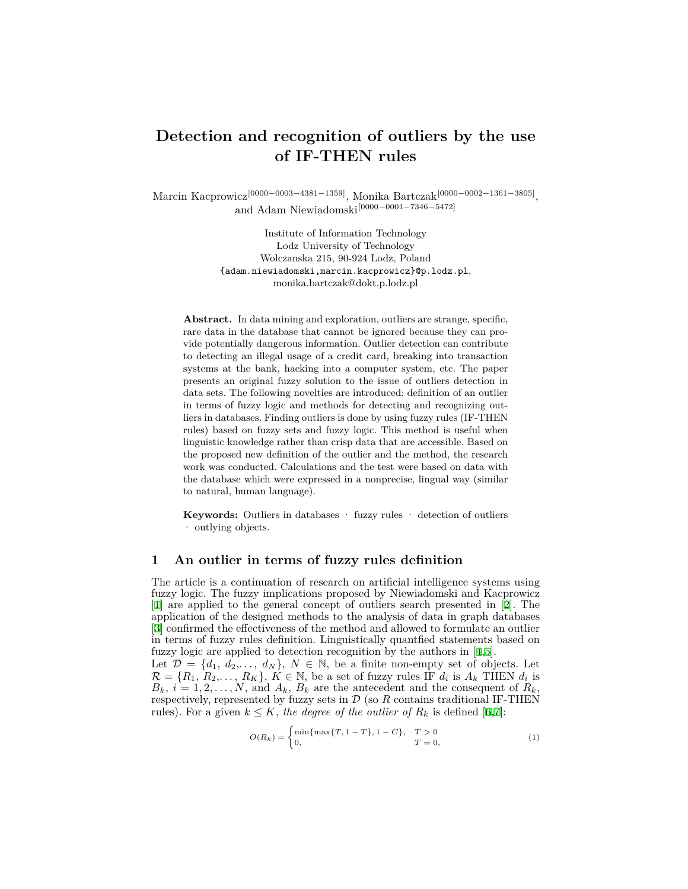# Detection and recognition of outliers by the use of IF-THEN rules

Marcin Kacprowicz[0000−0003−4381−1359], Monika Bartczak[0000−0002−1361−3805], and Adam Niewiadomski[0000−0001−7346−5472]

Institute of Information Technology
Lodz University of Technology
Wolczanska 215, 90-924 Lodz, Poland
{adam.niewiadomski,marcin.kacprowicz}@p.lodz.pl,
monika.bartczak@dokt.p.lodz.pl

**Abstract.** In data mining and exploration, outliers are strange, specific, rare data in the database that cannot be ignored because they can provide potentially dangerous information. Outlier detection can contribute to detecting an illegal usage of a credit card, breaking into transaction systems at the bank, hacking into a computer system, etc. The paper presents an original fuzzy solution to the issue of outliers detection in data sets. The following novelties are introduced: definition of an outlier in terms of fuzzy logic and methods for detecting and recognizing outliers in databases. Finding outliers is done by using fuzzy rules (IF-THEN rules) based on fuzzy sets and fuzzy logic. This method is useful when linguistic knowledge rather than crisp data that are accessible. Based on the proposed new definition of the outlier and the method, the research work was conducted. Calculations and the test were based on data with the database which were expressed in a nonprecise, lingual way (similar to natural, human language).

**Keywords:** Outliers in databases · fuzzy rules · detection of outliers · outlying objects.

## 1 An outlier in terms of fuzzy rules definition

The article is a continuation of research on artificial intelligence systems using fuzzy logic. The fuzzy implications proposed by Niewiadomski and Kacprowicz [1] are applied to the general concept of outliers search presented in [2]. The application of the designed methods to the analysis of data in graph databases [3] confirmed the effectiveness of the method and allowed to formulate an outlier in terms of fuzzy rules definition. Linguistically quantfied statements based on fuzzy logic are applied to detection recognition by the authors in [4,5].
Let $\mathcal{D} = \{d_1, d_2, \ldots, d_N\}$, $N \in \mathbb{N}$, be a finite non-empty set of objects. Let $\mathcal{R} = \{R_1, R_2, \ldots, R_K\}$, $K \in \mathbb{N}$, be a set of fuzzy rules IF $d_i$ is $A_k$ THEN $d_i$ is $B_k$, $i = 1, 2, \ldots, N$, and $A_k$, $B_k$ are the antecedent and the consequent of $R_k$, respectively, represented by fuzzy sets in $\mathcal{D}$ (so $R$ contains traditional IF-THEN rules). For a given $k \leq K$, *the degree of the outlier of* $R_k$ is defined [6,7]:

$$O(R_k) = \begin{cases} \min\{\max\{T, 1-T\}, 1-C\}, & T > 0 \\ 0, & T = 0, \end{cases} \tag{1}$$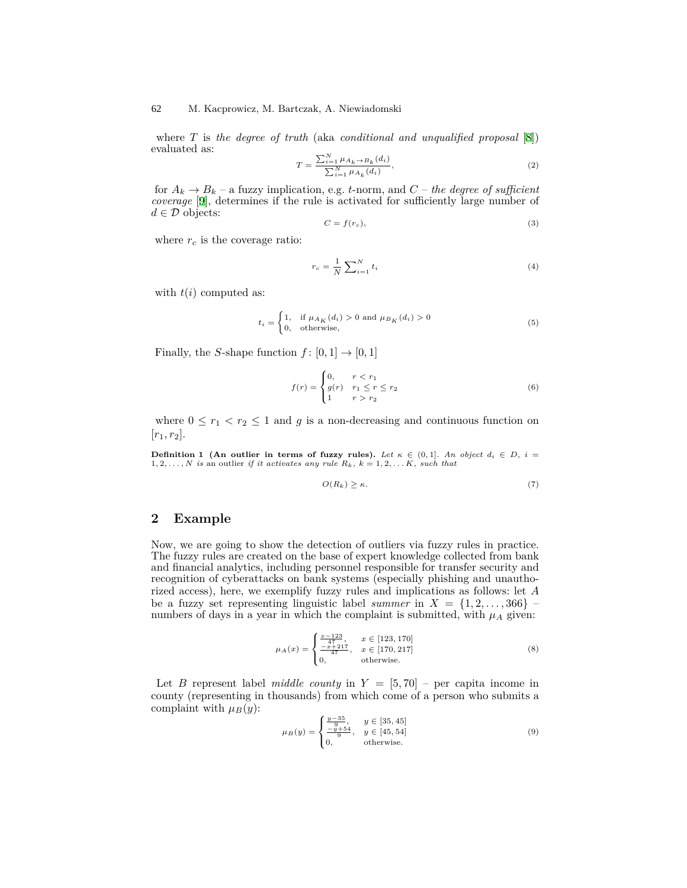where $T$ is *the degree of truth* (aka *conditional and unqualified proposal* [8]) evaluated as:

$$T = \frac{\sum_{i=1}^{N} \mu_{A_k \to B_k}(d_i)}{\sum_{i=1}^{N} \mu_{A_k}(d_i)}, \tag{2}$$

for $A_k \to B_k$ – a fuzzy implication, e.g. $t$-norm, and $C$ – *the degree of sufficient coverage* [9], determines if the rule is activated for sufficiently large number of $d \in \mathcal{D}$ objects:

$$C = f(r_c), \tag{3}$$

where $r_c$ is the coverage ratio:

$$r_c = \frac{1}{N} \sum_{i=1}^{N} t_i \tag{4}$$

with $t(i)$ computed as:

$$t_i = \begin{cases} 1, & \text{if } \mu_{A_K}(d_i) > 0 \text{ and } \mu_{B_K}(d_i) > 0 \\ 0, & \text{otherwise,} \end{cases} \tag{5}$$

Finally, the $S$-shape function $f\colon [0,1] \to [0,1]$

$$f(r) = \begin{cases} 0, & r < r_1 \\ g(r) & r_1 \leq r \leq r_2 \\ 1 & r > r_2 \end{cases} \tag{6}$$

where $0 \leq r_1 < r_2 \leq 1$ and $g$ is a non-decreasing and continuous function on $[r_1, r_2]$.

**Definition 1 (An outlier in terms of fuzzy rules).** *Let $\kappa \in (0,1]$. An object $d_i \in D$, $i = 1, 2, \ldots, N$ is an* outlier *if it activates any rule $R_k$, $k = 1, 2, \ldots K$, such that*

$$O(R_k) \geq \kappa. \tag{7}$$

## 2 Example

Now, we are going to show the detection of outliers via fuzzy rules in practice. The fuzzy rules are created on the base of expert knowledge collected from bank and financial analytics, including personnel responsible for transfer security and recognition of cyberattacks on bank systems (especially phishing and unauthorized access), here, we exemplify fuzzy rules and implications as follows: let $A$ be a fuzzy set representing linguistic label *summer* in $X = \{1, 2, \ldots, 366\}$ – numbers of days in a year in which the complaint is submitted, with $\mu_A$ given:

$$\mu_A(x) = \begin{cases} \frac{x-123}{47}, & x \in [123, 170] \\ \frac{-x+217}{47}, & x \in [170, 217] \\ 0, & \text{otherwise.} \end{cases} \tag{8}$$

Let $B$ represent label *middle county* in $Y = [5, 70]$ – per capita income in county (representing in thousands) from which come of a person who submits a complaint with $\mu_B(y)$:

$$\mu_B(y) = \begin{cases} \frac{y-35}{9}, & y \in [35, 45] \\ \frac{-y+54}{9}, & y \in [45, 54] \\ 0, & \text{otherwise.} \end{cases} \tag{9}$$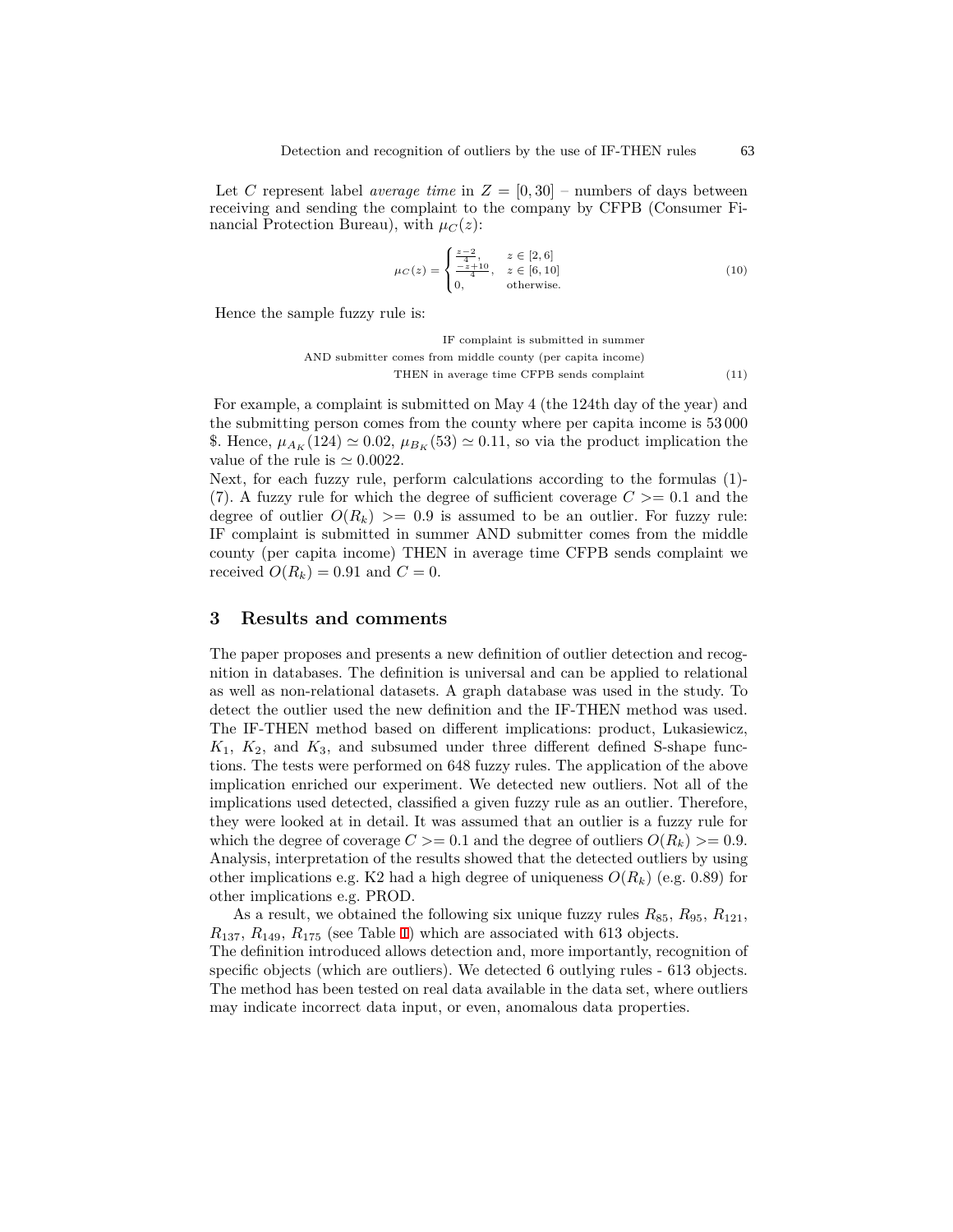Let $C$ represent label *average time* in $Z = [0, 30]$ – numbers of days between receiving and sending the complaint to the company by CFPB (Consumer Financial Protection Bureau), with $\mu_C(z)$:

$$\mu_C(z) = \begin{cases} \frac{z-2}{4}, & z \in [2,6] \\ \frac{-z+10}{4}, & z \in [6,10] \\ 0, & \text{otherwise.} \end{cases} \tag{10}$$

Hence the sample fuzzy rule is:

$$\begin{aligned} &\text{IF complaint is submitted in summer} \\ &\text{AND submitter comes from middle county (per capita income)} \\ &\text{THEN in average time CFPB sends complaint} \end{aligned} \tag{11}$$

For example, a complaint is submitted on May 4 (the 124th day of the year) and the submitting person comes from the county where per capita income is 53 000 \$. Hence, $\mu_{A_K}(124) \simeq 0.02$, $\mu_{B_K}(53) \simeq 0.11$, so via the product implication the value of the rule is $\simeq 0.0022$.

Next, for each fuzzy rule, perform calculations according to the formulas (1)-(7). A fuzzy rule for which the degree of sufficient coverage $C >= 0.1$ and the degree of outlier $O(R_k) >= 0.9$ is assumed to be an outlier. For fuzzy rule: IF complaint is submitted in summer AND submitter comes from the middle county (per capita income) THEN in average time CFPB sends complaint we received $O(R_k) = 0.91$ and $C = 0$.

## 3 Results and comments

The paper proposes and presents a new definition of outlier detection and recognition in databases. The definition is universal and can be applied to relational as well as non-relational datasets. A graph database was used in the study. To detect the outlier used the new definition and the IF-THEN method was used. The IF-THEN method based on different implications: product, Lukasiewicz, $K_1$, $K_2$, and $K_3$, and subsumed under three different defined S-shape functions. The tests were performed on 648 fuzzy rules. The application of the above implication enriched our experiment. We detected new outliers. Not all of the implications used detected, classified a given fuzzy rule as an outlier. Therefore, they were looked at in detail. It was assumed that an outlier is a fuzzy rule for which the degree of coverage $C >= 0.1$ and the degree of outliers $O(R_k) >= 0.9$. Analysis, interpretation of the results showed that the detected outliers by using other implications e.g. K2 had a high degree of uniqueness $O(R_k)$ (e.g. 0.89) for other implications e.g. PROD.

As a result, we obtained the following six unique fuzzy rules $R_{85}$, $R_{95}$, $R_{121}$, $R_{137}$, $R_{149}$, $R_{175}$ (see Table 1) which are associated with 613 objects.

The definition introduced allows detection and, more importantly, recognition of specific objects (which are outliers). We detected 6 outlying rules - 613 objects. The method has been tested on real data available in the data set, where outliers may indicate incorrect data input, or even, anomalous data properties.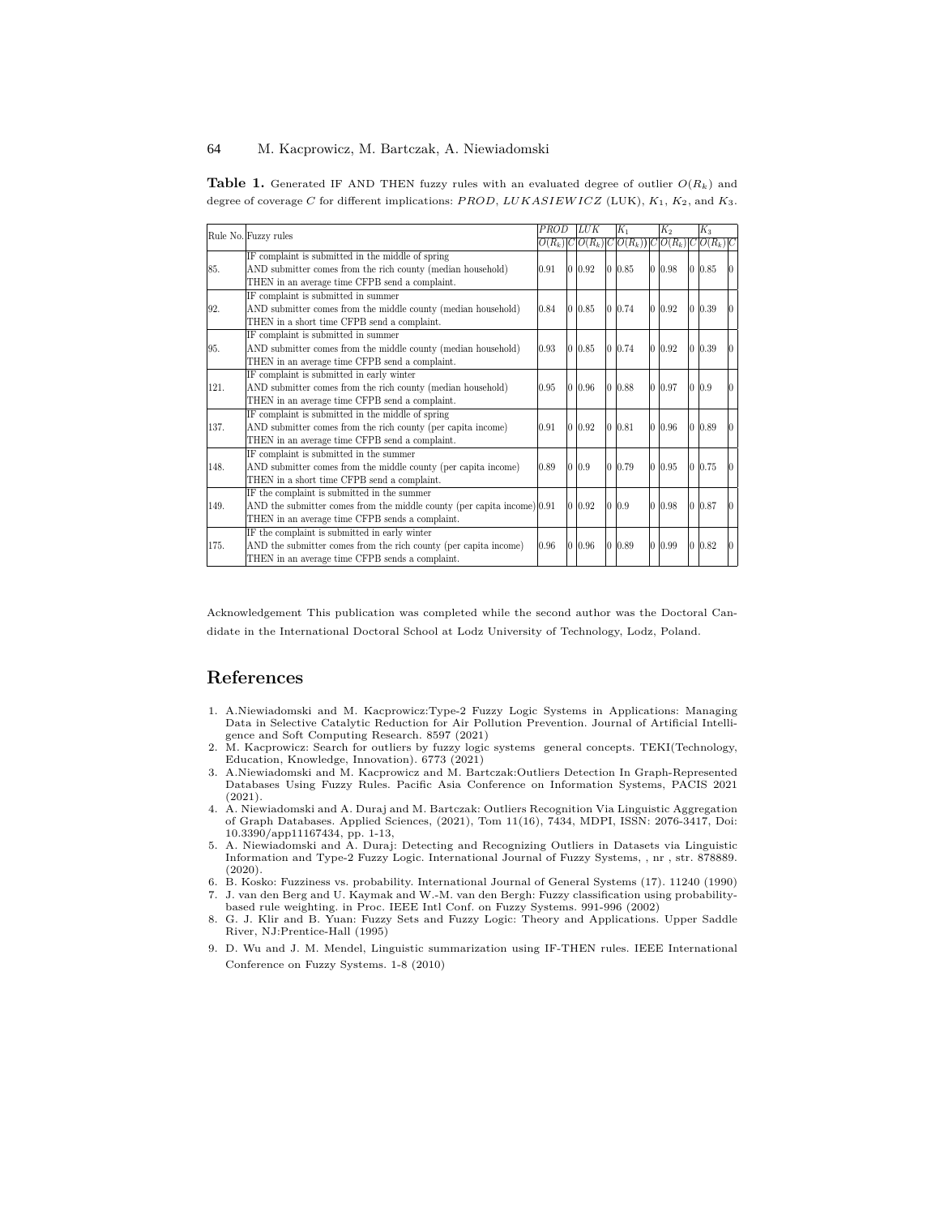**Table 1.** Generated IF AND THEN fuzzy rules with an evaluated degree of outlier $O(R_k)$ and degree of coverage $C$ for different implications: $PROD$, $LUKASIEWICZ$ (LUK), $K_1$, $K_2$, and $K_3$.

| Rule No. | Fuzzy rules | $PROD$ | | $LUK$ | | $K_1$ | | $K_2$ | | $K_3$ | |
|---|---|---|---|---|---|---|---|---|---|---|---|
| | | $O(R_k)$ | $C$ | $O(R_k)$ | $C$ | $O(R_k)$ | $C$ | $O(R_k)$ | $C$ | $O(R_k)$ | $C$ |
| 85. | IF complaint is submitted in the middle of spring AND submitter comes from the rich county (median household) THEN in an average time CFPB send a complaint. | 0.91 | 0 | 0.92 | 0 | 0.85 | 0 | 0.98 | 0 | 0.85 | 0 |
| 92. | IF complaint is submitted in summer AND submitter comes from the middle county (median household) THEN in a short time CFPB send a complaint. | 0.84 | 0 | 0.85 | 0 | 0.74 | 0 | 0.92 | 0 | 0.39 | 0 |
| 95. | IF complaint is submitted in summer AND submitter comes from the middle county (median household) THEN in an average time CFPB send a complaint. | 0.93 | 0 | 0.85 | 0 | 0.74 | 0 | 0.92 | 0 | 0.39 | 0 |
| 121. | IF complaint is submitted in early winter AND submitter comes from the rich county (median household) THEN in an average time CFPB send a complaint. | 0.95 | 0 | 0.96 | 0 | 0.88 | 0 | 0.97 | 0 | 0.9 | 0 |
| 137. | IF complaint is submitted in the middle of spring AND submitter comes from the rich county (per capita income) THEN in an average time CFPB send a complaint. | 0.91 | 0 | 0.92 | 0 | 0.81 | 0 | 0.96 | 0 | 0.89 | 0 |
| 148. | IF complaint is submitted in the summer AND submitter comes from the middle county (per capita income) THEN in a short time CFPB send a complaint. | 0.89 | 0 | 0.9 | 0 | 0.79 | 0 | 0.95 | 0 | 0.75 | 0 |
| 149. | IF the complaint is submitted in the summer AND the submitter comes from the middle county (per capita income) THEN in an average time CFPB sends a complaint. | 0.91 | 0 | 0.92 | 0 | 0.9 | 0 | 0.98 | 0 | 0.87 | 0 |
| 175. | IF the complaint is submitted in early winter AND the submitter comes from the rich county (per capita income) THEN in an average time CFPB sends a complaint. | 0.96 | 0 | 0.96 | 0 | 0.89 | 0 | 0.99 | 0 | 0.82 | 0 |

Acknowledgement This publication was completed while the second author was the Doctoral Candidate in the International Doctoral School at Lodz University of Technology, Lodz, Poland.

## References

1. A.Niewiadomski and M. Kacprowicz:Type-2 Fuzzy Logic Systems in Applications: Managing Data in Selective Catalytic Reduction for Air Pollution Prevention. Journal of Artificial Intelligence and Soft Computing Research. 8597 (2021)
2. M. Kacprowicz: Search for outliers by fuzzy logic systems general concepts. TEKI(Technology, Education, Knowledge, Innovation). 6773 (2021)
3. A.Niewiadomski and M. Kacprowicz and M. Bartczak:Outliers Detection In Graph-Represented Databases Using Fuzzy Rules. Pacific Asia Conference on Information Systems, PACIS 2021 (2021).
4. A. Niewiadomski and A. Duraj and M. Bartczak: Outliers Recognition Via Linguistic Aggregation of Graph Databases. Applied Sciences, (2021), Tom 11(16), 7434, MDPI, ISSN: 2076-3417, Doi: 10.3390/app11167434, pp. 1-13,
5. A. Niewiadomski and A. Duraj: Detecting and Recognizing Outliers in Datasets via Linguistic Information and Type-2 Fuzzy Logic. International Journal of Fuzzy Systems, , nr , str. 878889. (2020).
6. B. Kosko: Fuzziness vs. probability. International Journal of General Systems (17). 11240 (1990)
7. J. van den Berg and U. Kaymak and W.-M. van den Bergh: Fuzzy classification using probability-based rule weighting. in Proc. IEEE Intl Conf. on Fuzzy Systems. 991-996 (2002)
8. G. J. Klir and B. Yuan: Fuzzy Sets and Fuzzy Logic: Theory and Applications. Upper Saddle River, NJ:Prentice-Hall (1995)
9. D. Wu and J. M. Mendel, Linguistic summarization using IF-THEN rules. IEEE International Conference on Fuzzy Systems. 1-8 (2010)